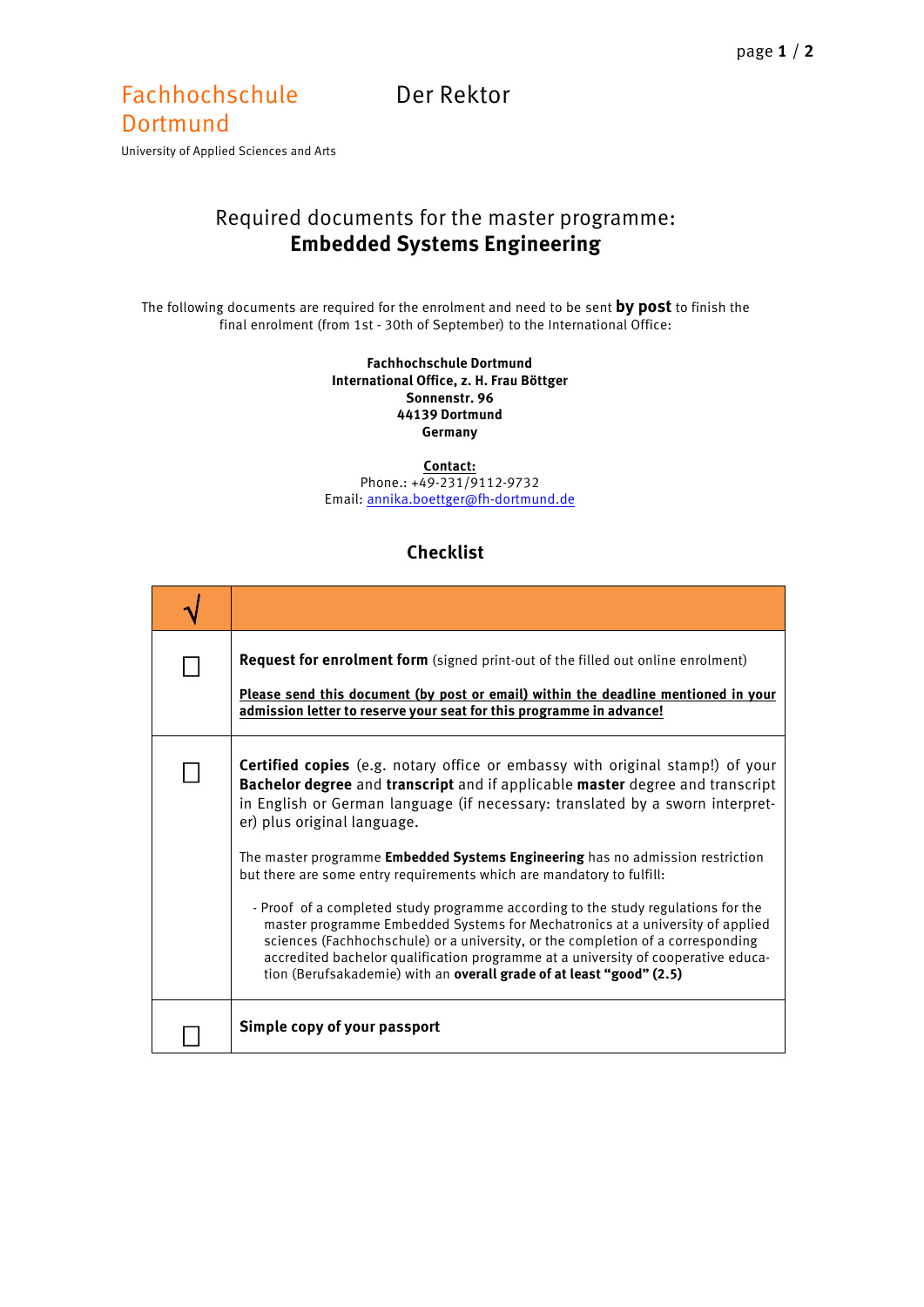Fachhochschule Dortmund

University of Applied Sciences and Arts

Der Rektor

# Required documents for the master programme: **Embedded Systems Engineering**

The following documents are required for the enrolment and need to be sent **by post** to finish the final enrolment (from 1st - 30th of September) to the International Office:

**Fachhochschule Dortmund**
**International Office, z. H. Frau Böttger**
**Sonnenstr. 96**
**44139 Dortmund**
**Germany**

**Contact:**
Phone.: +49-231/9112-9732
Email: annika.boettger@fh-dortmund.de

## Checklist

| √ | |
|---|---|
| ☐ | **Request for enrolment form** (signed print-out of the filled out online enrolment)<br><br>**Please send this document (by post or email) within the deadline mentioned in your admission letter to reserve your seat for this programme in advance!** |
| ☐ | **Certified copies** (e.g. notary office or embassy with original stamp!) of your **Bachelor degree** and **transcript** and if applicable **master** degree and transcript in English or German language (if necessary: translated by a sworn interpreter) plus original language.<br><br>The master programme **Embedded Systems Engineering** has no admission restriction but there are some entry requirements which are mandatory to fulfill:<br><br>- Proof of a completed study programme according to the study regulations for the master programme Embedded Systems for Mechatronics at a university of applied sciences (Fachhochschule) or a university, or the completion of a corresponding accredited bachelor qualification programme at a university of cooperative education (Berufsakademie) with an **overall grade of at least "good" (2.5)** |
| ☐ | **Simple copy of your passport** |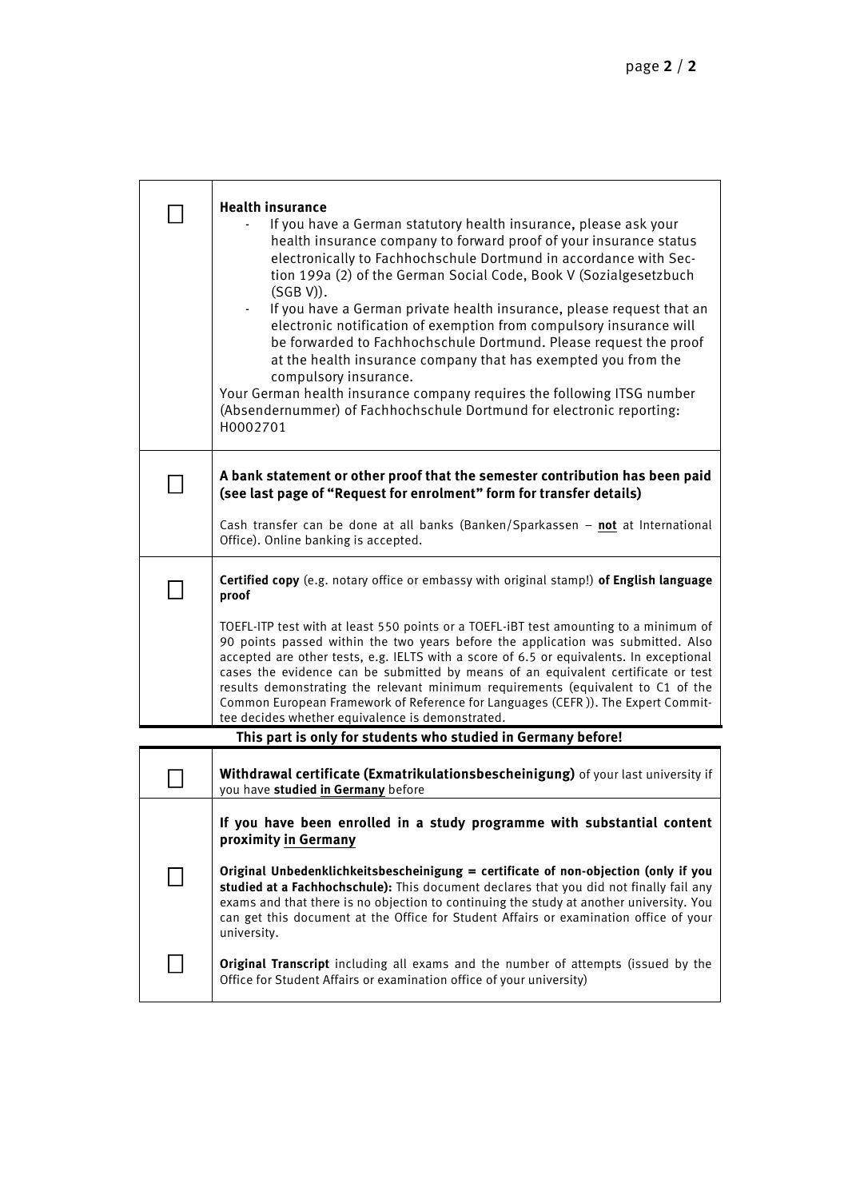| | |
|---|---|
| ☐ | **Health insurance**<br>- If you have a German statutory health insurance, please ask your health insurance company to forward proof of your insurance status electronically to Fachhochschule Dortmund in accordance with Section 199a (2) of the German Social Code, Book V (Sozialgesetzbuch (SGB V)).<br>- If you have a German private health insurance, please request that an electronic notification of exemption from compulsory insurance will be forwarded to Fachhochschule Dortmund. Please request the proof at the health insurance company that has exempted you from the compulsory insurance.<br>Your German health insurance company requires the following ITSG number (Absendernummer) of Fachhochschule Dortmund for electronic reporting: H0002701 |
| ☐ | **A bank statement or other proof that the semester contribution has been paid (see last page of "Request for enrolment" form for transfer details)**<br><br>Cash transfer can be done at all banks (Banken/Sparkassen – **not** at International Office). Online banking is accepted. |
| ☐ | **Certified copy** (e.g. notary office or embassy with original stamp!) **of English language proof**<br><br>TOEFL-ITP test with at least 550 points or a TOEFL-iBT test amounting to a minimum of 90 points passed within the two years before the application was submitted. Also accepted are other tests, e.g. IELTS with a score of 6.5 or equivalents. In exceptional cases the evidence can be submitted by means of an equivalent certificate or test results demonstrating the relevant minimum requirements (equivalent to C1 of the Common European Framework of Reference for Languages (CEFR )). The Expert Committee decides whether equivalence is demonstrated. |

**This part is only for students who studied in Germany before!**

| | |
|---|---|
| ☐ | **Withdrawal certificate (Exmatrikulationsbescheinigung)** of your last university if you have **studied in Germany** before |
| | **If you have been enrolled in a study programme with substantial content proximity in Germany** |
| ☐ | **Original Unbedenklichkeitsbescheinigung = certificate of non-objection (only if you studied at a Fachhochschule):** This document declares that you did not finally fail any exams and that there is no objection to continuing the study at another university. You can get this document at the Office for Student Affairs or examination office of your university. |
| ☐ | **Original Transcript** including all exams and the number of attempts (issued by the Office for Student Affairs or examination office of your university) |